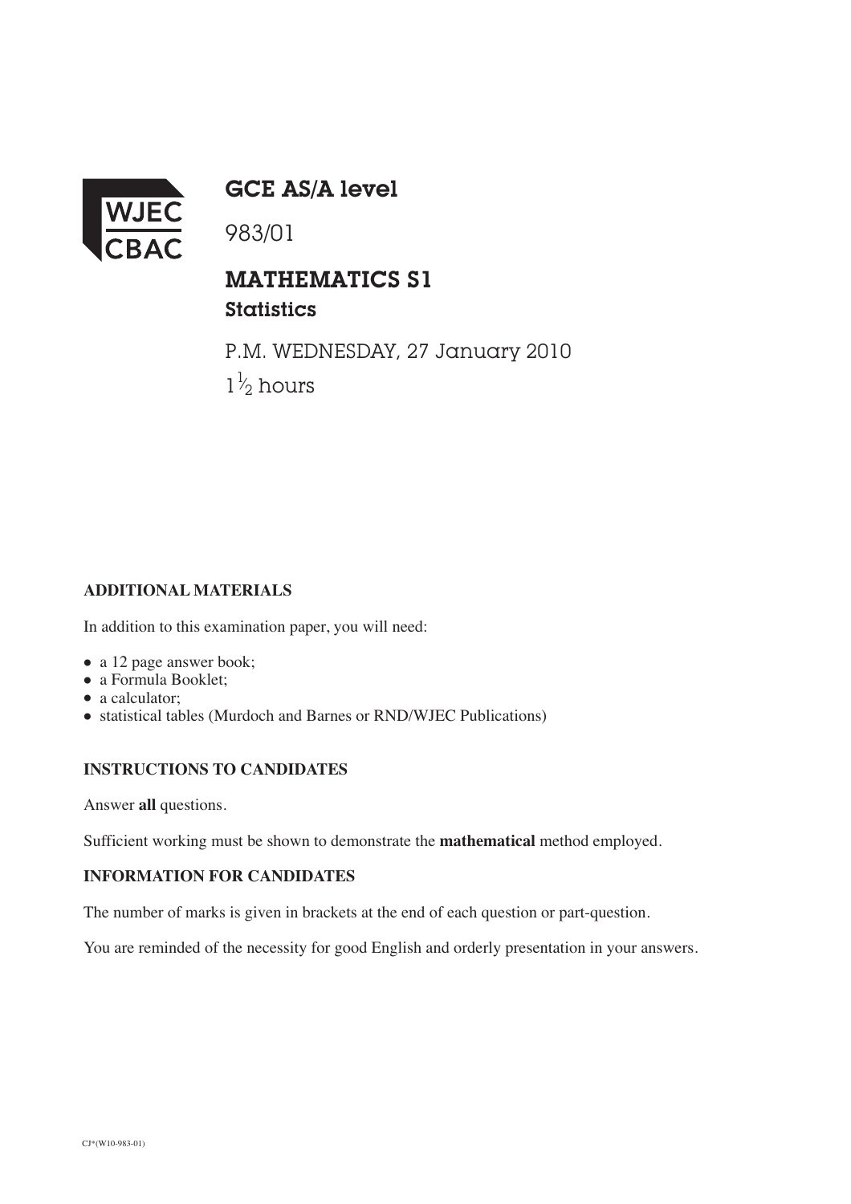WJEC CBAC

# GCE AS/A level

983/01

## MATHEMATICS S1

### Statistics

P.M. WEDNESDAY, 27 January 2010

$1\frac{1}{2}$ hours

**ADDITIONAL MATERIALS**

In addition to this examination paper, you will need:

- a 12 page answer book;
- a Formula Booklet;
- a calculator;
- statistical tables (Murdoch and Barnes or RND/WJEC Publications)

**INSTRUCTIONS TO CANDIDATES**

Answer **all** questions.

Sufficient working must be shown to demonstrate the **mathematical** method employed.

**INFORMATION FOR CANDIDATES**

The number of marks is given in brackets at the end of each question or part-question.

You are reminded of the necessity for good English and orderly presentation in your answers.

CJ*(W10-983-01)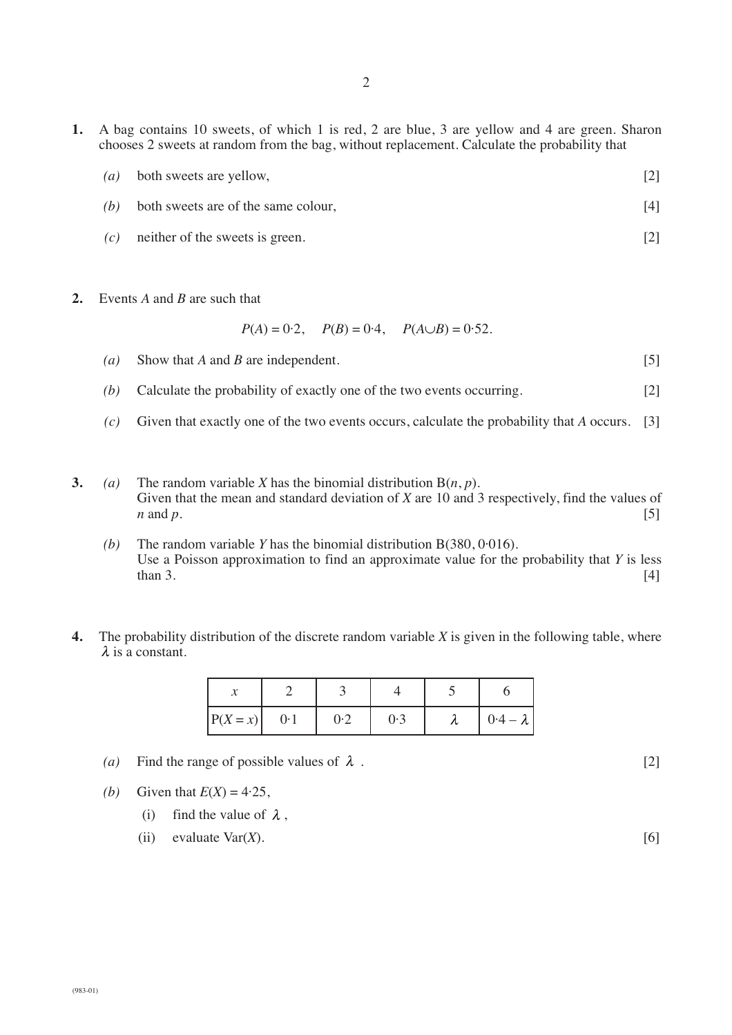**1.** A bag contains 10 sweets, of which 1 is red, 2 are blue, 3 are yellow and 4 are green. Sharon chooses 2 sweets at random from the bag, without replacement. Calculate the probability that

*(a)* both sweets are yellow, [2]

*(b)* both sweets are of the same colour, [4]

*(c)* neither of the sweets is green. [2]

**2.** Events $A$ and $B$ are such that

$$P(A) = 0{\cdot}2, \quad P(B) = 0{\cdot}4, \quad P(A \cup B) = 0{\cdot}52.$$

*(a)* Show that $A$ and $B$ are independent. [5]

*(b)* Calculate the probability of exactly one of the two events occurring. [2]

*(c)* Given that exactly one of the two events occurs, calculate the probability that $A$ occurs. [3]

**3.** *(a)* The random variable $X$ has the binomial distribution $B(n, p)$.
Given that the mean and standard deviation of $X$ are 10 and 3 respectively, find the values of $n$ and $p$. [5]

*(b)* The random variable $Y$ has the binomial distribution $B(380, 0{\cdot}016)$.
Use a Poisson approximation to find an approximate value for the probability that $Y$ is less than 3. [4]

**4.** The probability distribution of the discrete random variable $X$ is given in the following table, where $\lambda$ is a constant.

| $x$ | 2 | 3 | 4 | 5 | 6 |
|---|---|---|---|---|---|
| $P(X = x)$ | 0·1 | 0·2 | 0·3 | $\lambda$ | $0{\cdot}4 - \lambda$ |

*(a)* Find the range of possible values of $\lambda$ . [2]

*(b)* Given that $E(X) = 4{\cdot}25$,

(i) find the value of $\lambda$ ,

(ii) evaluate $\text{Var}(X)$. [6]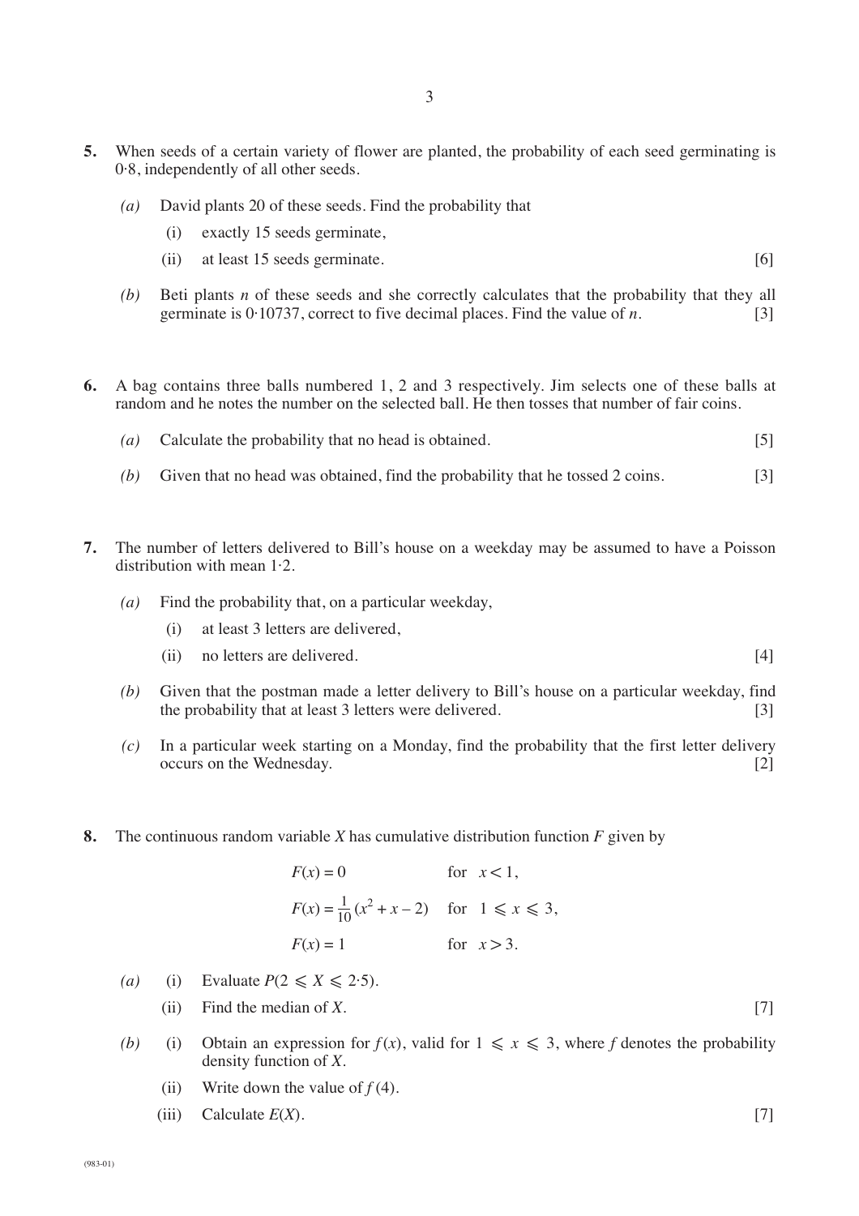**5.** When seeds of a certain variety of flower are planted, the probability of each seed germinating is 0·8, independently of all other seeds.

*(a)* David plants 20 of these seeds. Find the probability that

(i) exactly 15 seeds germinate,

(ii) at least 15 seeds germinate. [6]

*(b)* Beti plants $n$ of these seeds and she correctly calculates that the probability that they all germinate is 0·10737, correct to five decimal places. Find the value of $n$. [3]

**6.** A bag contains three balls numbered 1, 2 and 3 respectively. Jim selects one of these balls at random and he notes the number on the selected ball. He then tosses that number of fair coins.

*(a)* Calculate the probability that no head is obtained. [5]

*(b)* Given that no head was obtained, find the probability that he tossed 2 coins. [3]

**7.** The number of letters delivered to Bill's house on a weekday may be assumed to have a Poisson distribution with mean 1·2.

*(a)* Find the probability that, on a particular weekday,

(i) at least 3 letters are delivered,

(ii) no letters are delivered. [4]

*(b)* Given that the postman made a letter delivery to Bill's house on a particular weekday, find the probability that at least 3 letters were delivered. [3]

*(c)* In a particular week starting on a Monday, find the probability that the first letter delivery occurs on the Wednesday. [2]

**8.** The continuous random variable $X$ has cumulative distribution function $F$ given by

$$F(x) = 0 \quad \text{for } x < 1,$$

$$F(x) = \frac{1}{10}(x^2 + x - 2) \quad \text{for } 1 \leqslant x \leqslant 3,$$

$$F(x) = 1 \quad \text{for } x > 3.$$

*(a)* (i) Evaluate $P(2 \leqslant X \leqslant 2{\cdot}5)$.

(ii) Find the median of $X$. [7]

*(b)* (i) Obtain an expression for $f(x)$, valid for $1 \leqslant x \leqslant 3$, where $f$ denotes the probability density function of $X$.

(ii) Write down the value of $f(4)$.

(iii) Calculate $E(X)$. [7]